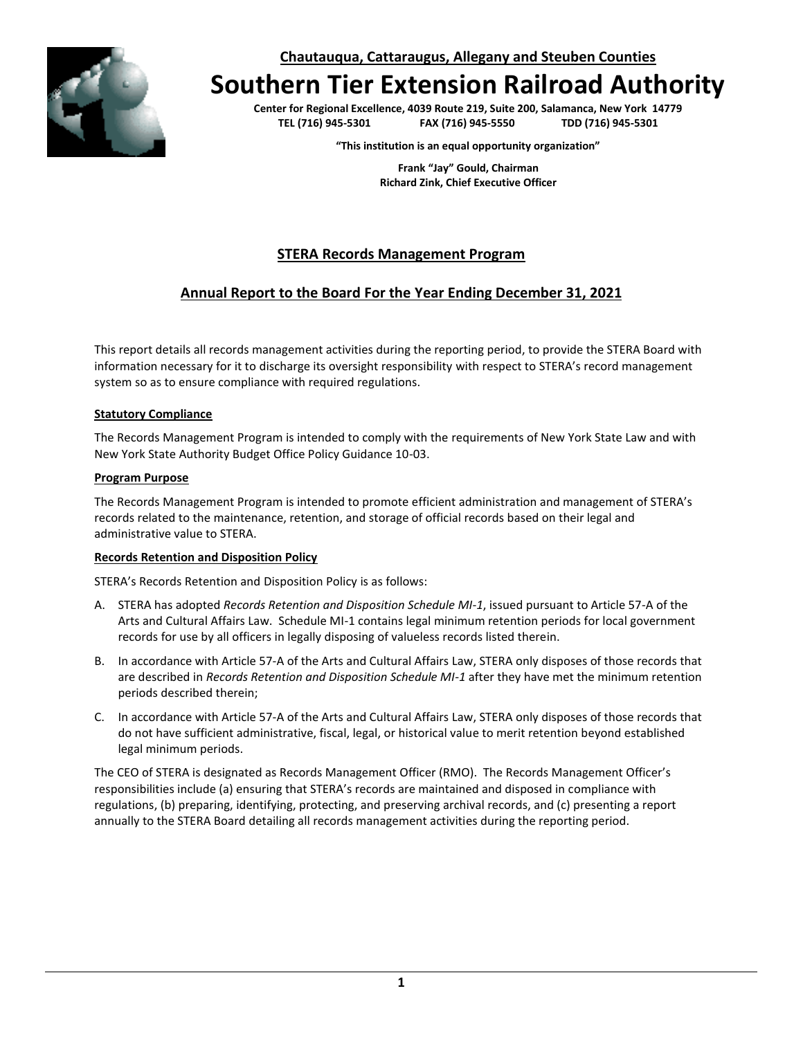**Chautauqua, Cattaraugus, Allegany and Steuben Counties**

# Southern Tier Extension Railroad Authority

**Center for Regional Excellence, 4039 Route 219, Suite 200, Salamanca, New York 14779**
**TEL (716) 945-5301 FAX (716) 945-5550 TDD (716) 945-5301**

**"This institution is an equal opportunity organization"**

**Frank "Jay" Gould, Chairman**
**Richard Zink, Chief Executive Officer**

## STERA Records Management Program

## Annual Report to the Board For the Year Ending December 31, 2021

This report details all records management activities during the reporting period, to provide the STERA Board with information necessary for it to discharge its oversight responsibility with respect to STERA's record management system so as to ensure compliance with required regulations.

### Statutory Compliance

The Records Management Program is intended to comply with the requirements of New York State Law and with New York State Authority Budget Office Policy Guidance 10-03.

### Program Purpose

The Records Management Program is intended to promote efficient administration and management of STERA's records related to the maintenance, retention, and storage of official records based on their legal and administrative value to STERA.

### Records Retention and Disposition Policy

STERA's Records Retention and Disposition Policy is as follows:

A. STERA has adopted *Records Retention and Disposition Schedule MI-1*, issued pursuant to Article 57-A of the Arts and Cultural Affairs Law. Schedule MI-1 contains legal minimum retention periods for local government records for use by all officers in legally disposing of valueless records listed therein.

B. In accordance with Article 57-A of the Arts and Cultural Affairs Law, STERA only disposes of those records that are described in *Records Retention and Disposition Schedule MI-1* after they have met the minimum retention periods described therein;

C. In accordance with Article 57-A of the Arts and Cultural Affairs Law, STERA only disposes of those records that do not have sufficient administrative, fiscal, legal, or historical value to merit retention beyond established legal minimum periods.

The CEO of STERA is designated as Records Management Officer (RMO). The Records Management Officer's responsibilities include (a) ensuring that STERA's records are maintained and disposed in compliance with regulations, (b) preparing, identifying, protecting, and preserving archival records, and (c) presenting a report annually to the STERA Board detailing all records management activities during the reporting period.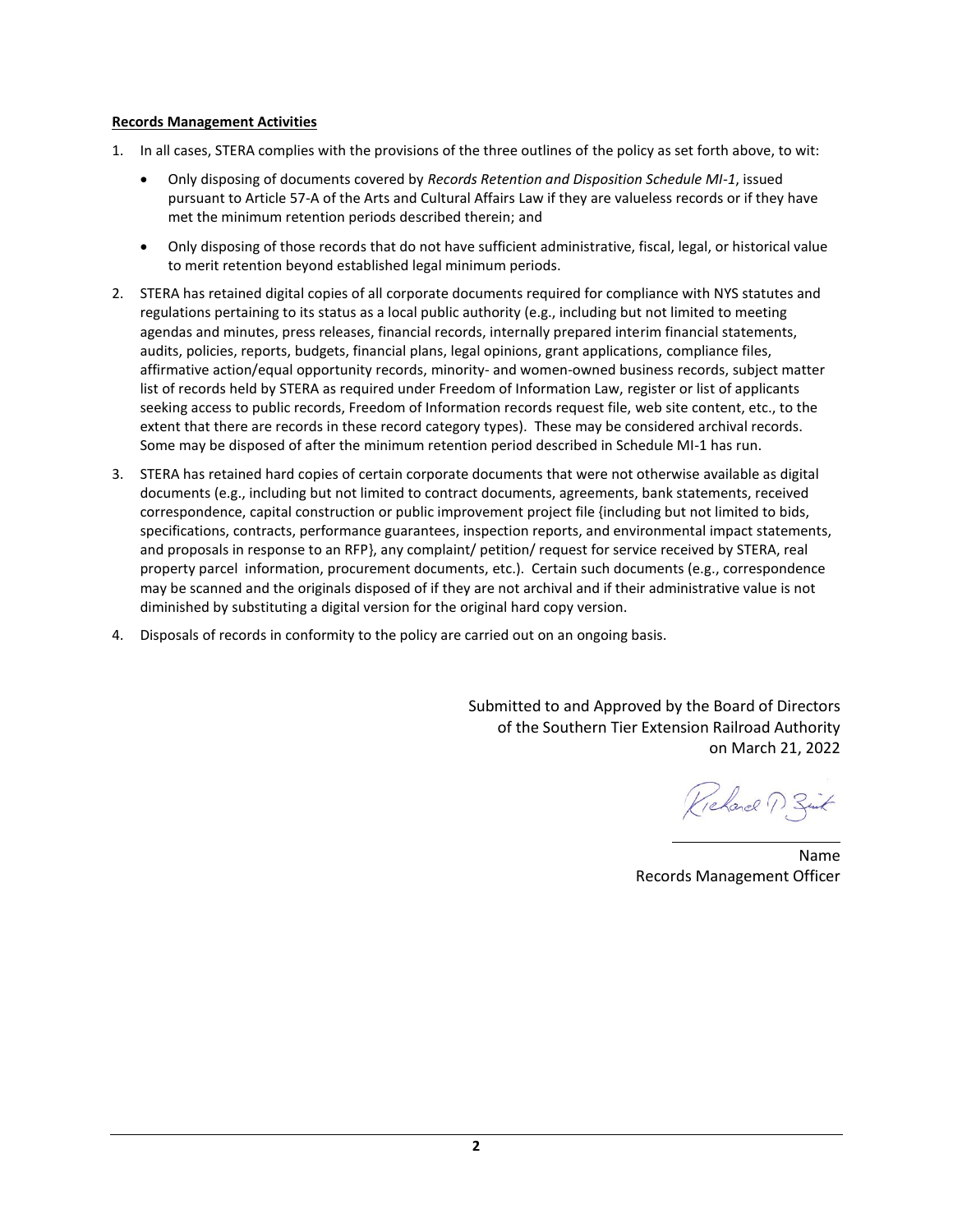**Records Management Activities**

1. In all cases, STERA complies with the provisions of the three outlines of the policy as set forth above, to wit:

   - Only disposing of documents covered by *Records Retention and Disposition Schedule MI-1*, issued pursuant to Article 57-A of the Arts and Cultural Affairs Law if they are valueless records or if they have met the minimum retention periods described therein; and

   - Only disposing of those records that do not have sufficient administrative, fiscal, legal, or historical value to merit retention beyond established legal minimum periods.

2. STERA has retained digital copies of all corporate documents required for compliance with NYS statutes and regulations pertaining to its status as a local public authority (e.g., including but not limited to meeting agendas and minutes, press releases, financial records, internally prepared interim financial statements, audits, policies, reports, budgets, financial plans, legal opinions, grant applications, compliance files, affirmative action/equal opportunity records, minority- and women-owned business records, subject matter list of records held by STERA as required under Freedom of Information Law, register or list of applicants seeking access to public records, Freedom of Information records request file, web site content, etc., to the extent that there are records in these record category types). These may be considered archival records. Some may be disposed of after the minimum retention period described in Schedule MI-1 has run.

3. STERA has retained hard copies of certain corporate documents that were not otherwise available as digital documents (e.g., including but not limited to contract documents, agreements, bank statements, received correspondence, capital construction or public improvement project file {including but not limited to bids, specifications, contracts, performance guarantees, inspection reports, and environmental impact statements, and proposals in response to an RFP}, any complaint/ petition/ request for service received by STERA, real property parcel information, procurement documents, etc.). Certain such documents (e.g., correspondence may be scanned and the originals disposed of if they are not archival and if their administrative value is not diminished by substituting a digital version for the original hard copy version.

4. Disposals of records in conformity to the policy are carried out on an ongoing basis.

Submitted to and Approved by the Board of Directors
of the Southern Tier Extension Railroad Authority
on March 21, 2022

Richard D Zink

Name
Records Management Officer